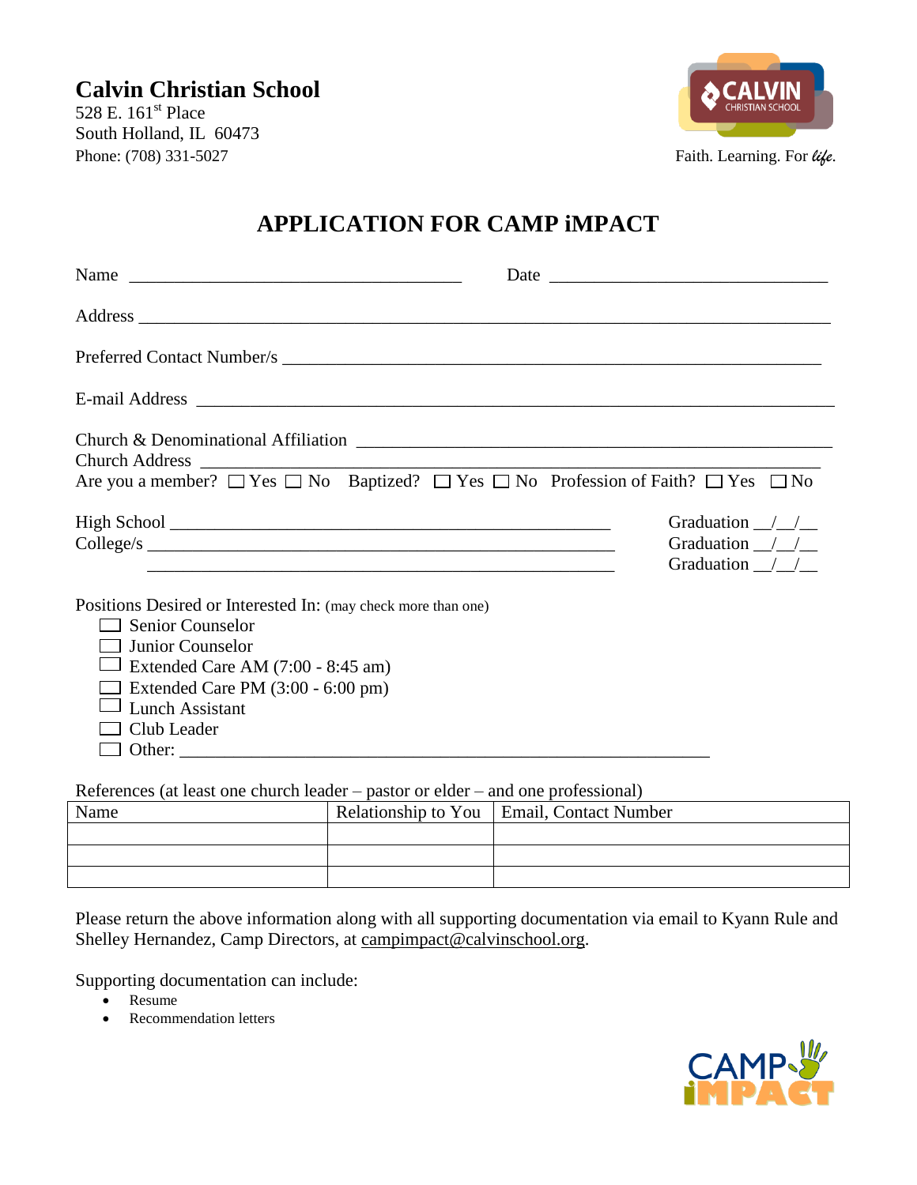**Calvin Christian School**
528 E. 161st Place
South Holland, IL 60473
Phone: (708) 331-5027

Faith. Learning. For *life*.

# APPLICATION FOR CAMP iMPACT

Name ____________________________________ Date ______________________________

Address ___________________________________________________________________________

Preferred Contact Number/s ___________________________________________________________

E-mail Address ______________________________________________________________________

Church & Denominational Affiliation ____________________________________________________
Church Address _____________________________________________________________________
Are you a member? ☐ Yes ☐ No Baptized? ☐ Yes ☐ No Profession of Faith? ☐ Yes ☐ No

High School ______________________________________________ Graduation __/__/__
College/s ________________________________________________ Graduation __/__/__
_________________________________________________________ Graduation __/__/__

Positions Desired or Interested In: (may check more than one)

- ☐ Senior Counselor
- ☐ Junior Counselor
- ☐ Extended Care AM (7:00 - 8:45 am)
- ☐ Extended Care PM (3:00 - 6:00 pm)
- ☐ Lunch Assistant
- ☐ Club Leader
- ☐ Other: ________________________________________________________

References (at least one church leader – pastor or elder – and one professional)

| Name | Relationship to You | Email, Contact Number |
|---|---|---|
| | | |
| | | |
| | | |

Please return the above information along with all supporting documentation via email to Kyann Rule and Shelley Hernandez, Camp Directors, at campimpact@calvinschool.org.

Supporting documentation can include:

- Resume
- Recommendation letters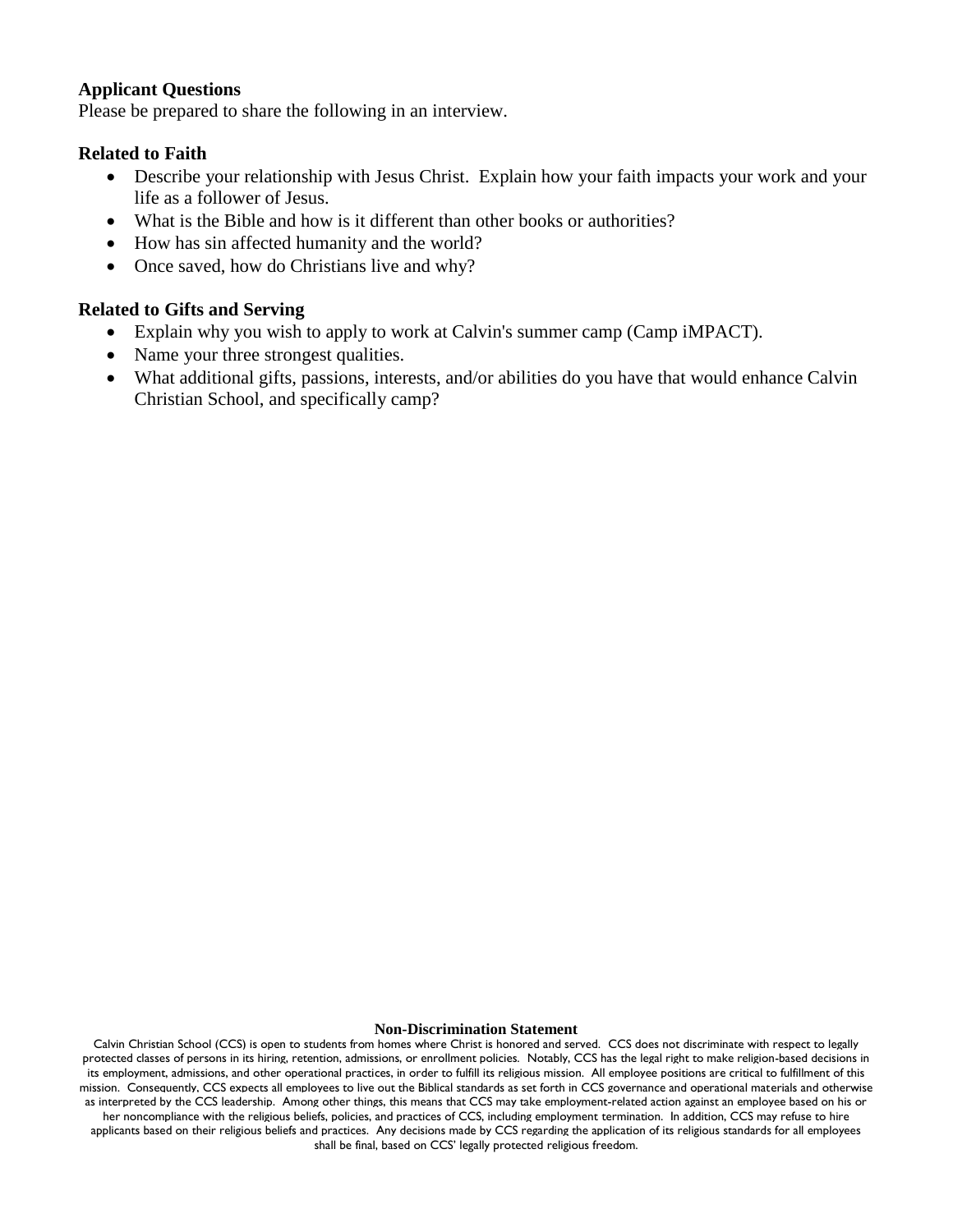**Applicant Questions**

Please be prepared to share the following in an interview.

**Related to Faith**

- Describe your relationship with Jesus Christ. Explain how your faith impacts your work and your life as a follower of Jesus.
- What is the Bible and how is it different than other books or authorities?
- How has sin affected humanity and the world?
- Once saved, how do Christians live and why?

**Related to Gifts and Serving**

- Explain why you wish to apply to work at Calvin's summer camp (Camp iMPACT).
- Name your three strongest qualities.
- What additional gifts, passions, interests, and/or abilities do you have that would enhance Calvin Christian School, and specifically camp?

**Non-Discrimination Statement**

Calvin Christian School (CCS) is open to students from homes where Christ is honored and served. CCS does not discriminate with respect to legally protected classes of persons in its hiring, retention, admissions, or enrollment policies. Notably, CCS has the legal right to make religion-based decisions in its employment, admissions, and other operational practices, in order to fulfill its religious mission. All employee positions are critical to fulfillment of this mission. Consequently, CCS expects all employees to live out the Biblical standards as set forth in CCS governance and operational materials and otherwise as interpreted by the CCS leadership. Among other things, this means that CCS may take employment-related action against an employee based on his or her noncompliance with the religious beliefs, policies, and practices of CCS, including employment termination. In addition, CCS may refuse to hire applicants based on their religious beliefs and practices. Any decisions made by CCS regarding the application of its religious standards for all employees shall be final, based on CCS' legally protected religious freedom.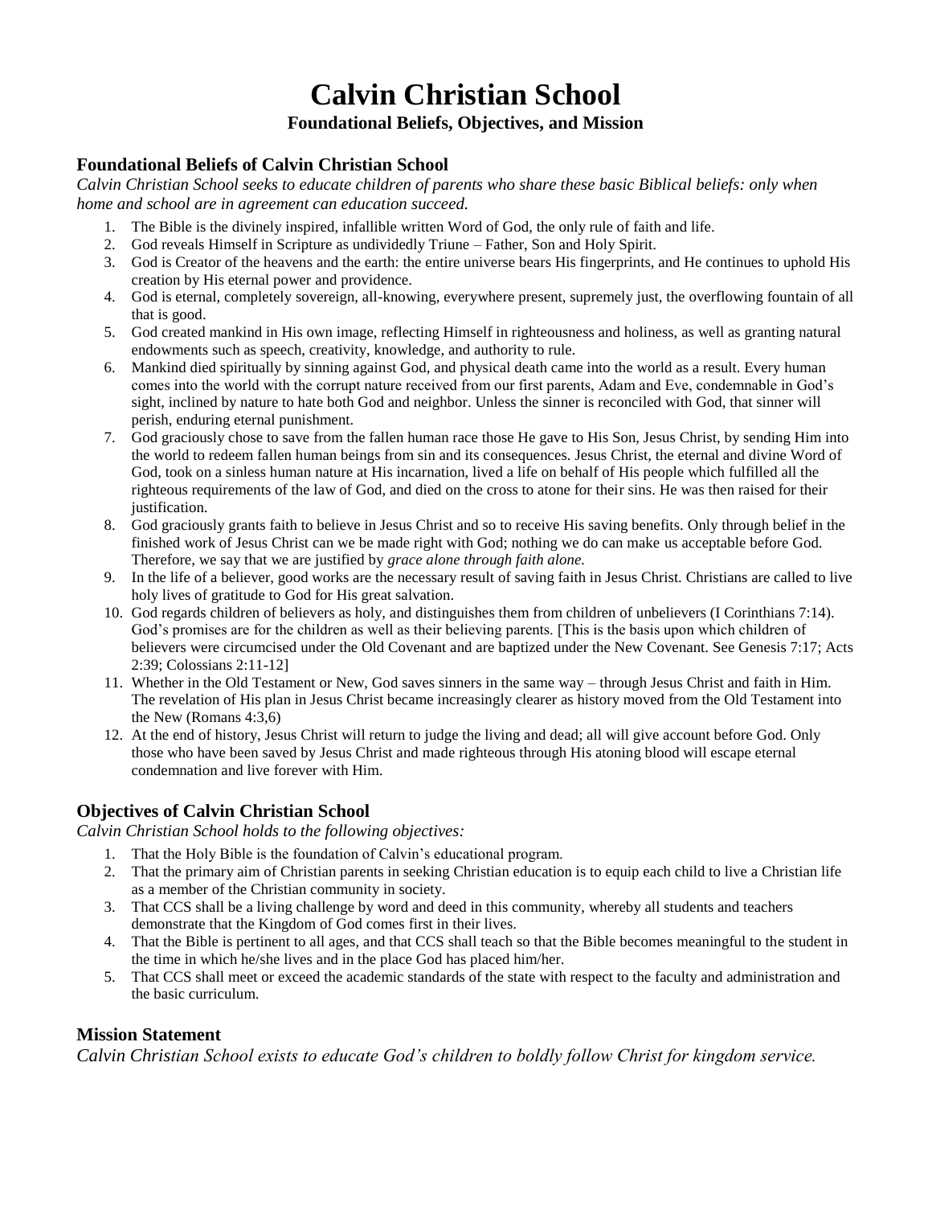# Calvin Christian School

### Foundational Beliefs, Objectives, and Mission

## Foundational Beliefs of Calvin Christian School

*Calvin Christian School seeks to educate children of parents who share these basic Biblical beliefs: only when home and school are in agreement can education succeed.*

1. The Bible is the divinely inspired, infallible written Word of God, the only rule of faith and life.
2. God reveals Himself in Scripture as undividedly Triune – Father, Son and Holy Spirit.
3. God is Creator of the heavens and the earth: the entire universe bears His fingerprints, and He continues to uphold His creation by His eternal power and providence.
4. God is eternal, completely sovereign, all-knowing, everywhere present, supremely just, the overflowing fountain of all that is good.
5. God created mankind in His own image, reflecting Himself in righteousness and holiness, as well as granting natural endowments such as speech, creativity, knowledge, and authority to rule.
6. Mankind died spiritually by sinning against God, and physical death came into the world as a result. Every human comes into the world with the corrupt nature received from our first parents, Adam and Eve, condemnable in God's sight, inclined by nature to hate both God and neighbor. Unless the sinner is reconciled with God, that sinner will perish, enduring eternal punishment.
7. God graciously chose to save from the fallen human race those He gave to His Son, Jesus Christ, by sending Him into the world to redeem fallen human beings from sin and its consequences. Jesus Christ, the eternal and divine Word of God, took on a sinless human nature at His incarnation, lived a life on behalf of His people which fulfilled all the righteous requirements of the law of God, and died on the cross to atone for their sins. He was then raised for their justification.
8. God graciously grants faith to believe in Jesus Christ and so to receive His saving benefits. Only through belief in the finished work of Jesus Christ can we be made right with God; nothing we do can make us acceptable before God. Therefore, we say that we are justified by *grace alone through faith alone.*
9. In the life of a believer, good works are the necessary result of saving faith in Jesus Christ. Christians are called to live holy lives of gratitude to God for His great salvation.
10. God regards children of believers as holy, and distinguishes them from children of unbelievers (I Corinthians 7:14). God's promises are for the children as well as their believing parents. [This is the basis upon which children of believers were circumcised under the Old Covenant and are baptized under the New Covenant. See Genesis 7:17; Acts 2:39; Colossians 2:11-12]
11. Whether in the Old Testament or New, God saves sinners in the same way – through Jesus Christ and faith in Him. The revelation of His plan in Jesus Christ became increasingly clearer as history moved from the Old Testament into the New (Romans 4:3,6)
12. At the end of history, Jesus Christ will return to judge the living and dead; all will give account before God. Only those who have been saved by Jesus Christ and made righteous through His atoning blood will escape eternal condemnation and live forever with Him.

## Objectives of Calvin Christian School

*Calvin Christian School holds to the following objectives:*

1. That the Holy Bible is the foundation of Calvin's educational program.
2. That the primary aim of Christian parents in seeking Christian education is to equip each child to live a Christian life as a member of the Christian community in society.
3. That CCS shall be a living challenge by word and deed in this community, whereby all students and teachers demonstrate that the Kingdom of God comes first in their lives.
4. That the Bible is pertinent to all ages, and that CCS shall teach so that the Bible becomes meaningful to the student in the time in which he/she lives and in the place God has placed him/her.
5. That CCS shall meet or exceed the academic standards of the state with respect to the faculty and administration and the basic curriculum.

## Mission Statement

*Calvin Christian School exists to educate God's children to boldly follow Christ for kingdom service.*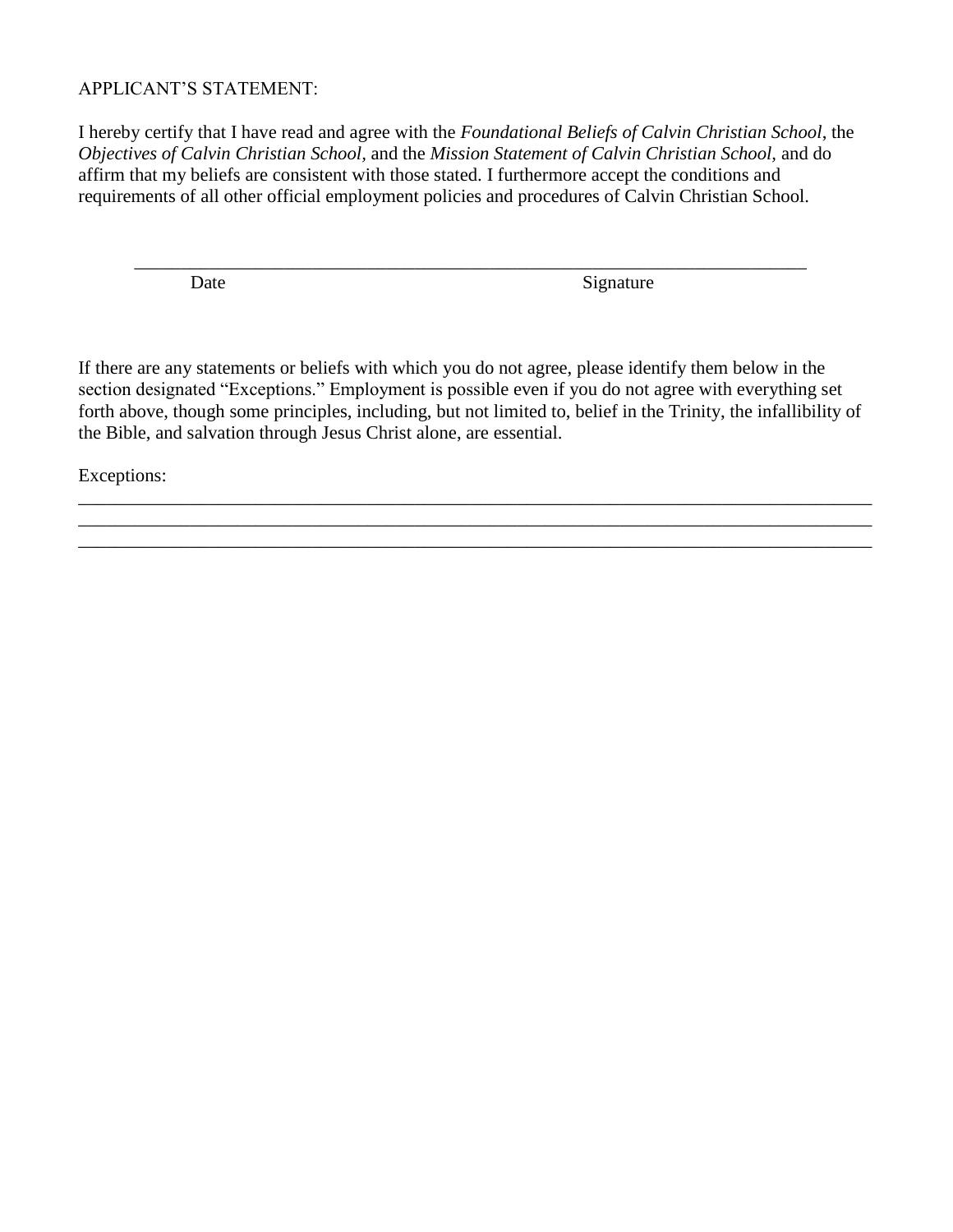APPLICANT'S STATEMENT:

I hereby certify that I have read and agree with the *Foundational Beliefs of Calvin Christian School,* the *Objectives of Calvin Christian School,* and the *Mission Statement of Calvin Christian School,* and do affirm that my beliefs are consistent with those stated. I furthermore accept the conditions and requirements of all other official employment policies and procedures of Calvin Christian School.

\_\_\_\_\_\_\_\_\_\_\_\_\_\_\_\_\_\_\_\_\_\_\_\_\_\_\_\_\_\_\_\_\_\_\_\_\_\_\_\_\_\_\_\_\_\_\_\_\_\_\_\_\_\_\_\_\_\_\_\_\_\_\_\_\_\_\_\_\_\_\_\_

Date                                                                                    Signature

If there are any statements or beliefs with which you do not agree, please identify them below in the section designated "Exceptions." Employment is possible even if you do not agree with everything set forth above, though some principles, including, but not limited to, belief in the Trinity, the infallibility of the Bible, and salvation through Jesus Christ alone, are essential.

Exceptions:

\_\_\_\_\_\_\_\_\_\_\_\_\_\_\_\_\_\_\_\_\_\_\_\_\_\_\_\_\_\_\_\_\_\_\_\_\_\_\_\_\_\_\_\_\_\_\_\_\_\_\_\_\_\_\_\_\_\_\_\_\_\_\_\_\_\_\_\_\_\_\_\_\_\_\_\_\_\_

\_\_\_\_\_\_\_\_\_\_\_\_\_\_\_\_\_\_\_\_\_\_\_\_\_\_\_\_\_\_\_\_\_\_\_\_\_\_\_\_\_\_\_\_\_\_\_\_\_\_\_\_\_\_\_\_\_\_\_\_\_\_\_\_\_\_\_\_\_\_\_\_\_\_\_\_\_\_

\_\_\_\_\_\_\_\_\_\_\_\_\_\_\_\_\_\_\_\_\_\_\_\_\_\_\_\_\_\_\_\_\_\_\_\_\_\_\_\_\_\_\_\_\_\_\_\_\_\_\_\_\_\_\_\_\_\_\_\_\_\_\_\_\_\_\_\_\_\_\_\_\_\_\_\_\_\_